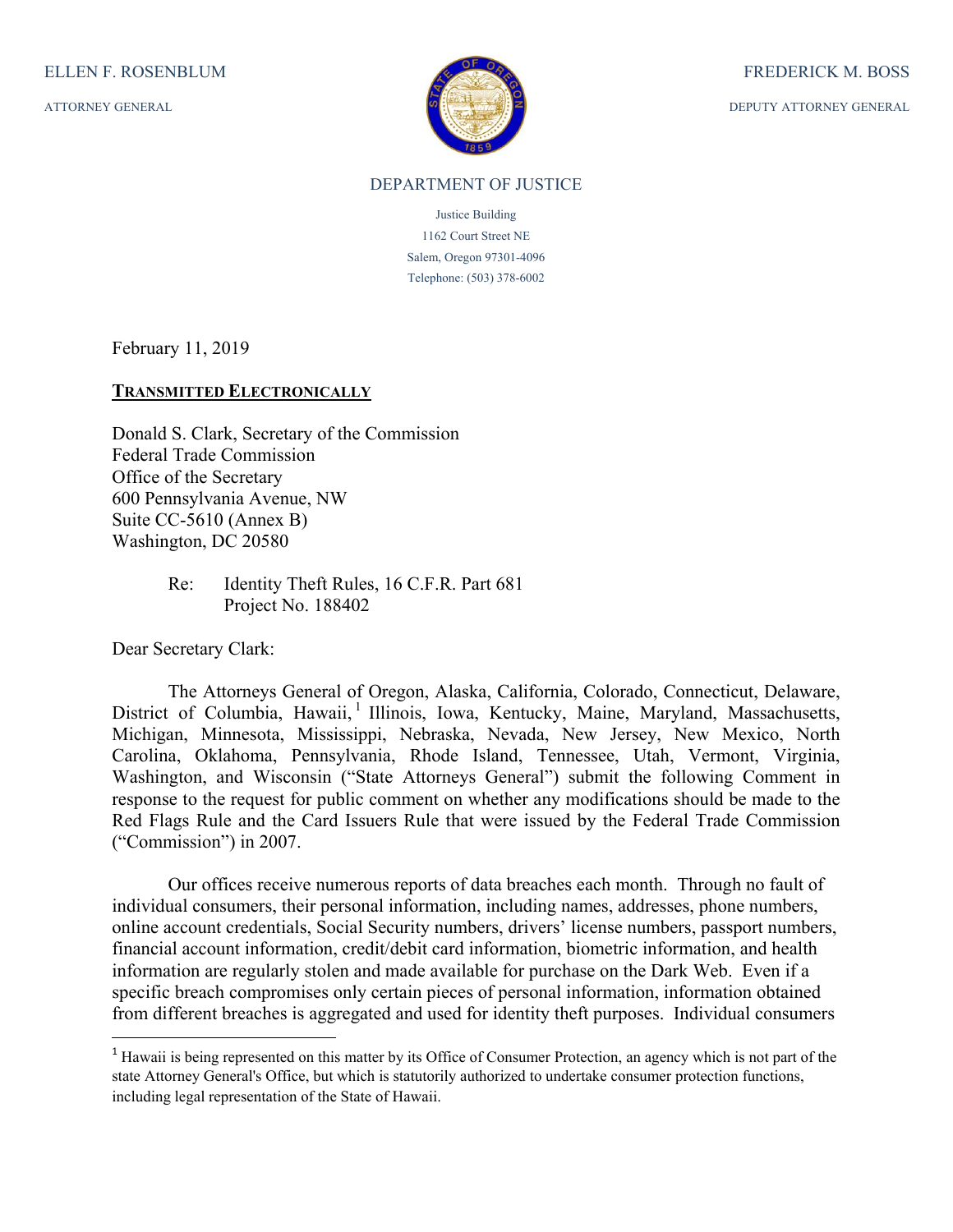ELLEN F. ROSENBLUM

ATTORNEY GENERAL

FREDERICK M. BOSS

DEPUTY ATTORNEY GENERAL

DEPARTMENT OF JUSTICE

Justice Building
1162 Court Street NE
Salem, Oregon 97301-4096
Telephone: (503) 378-6002

February 11, 2019

**TRANSMITTED ELECTRONICALLY**

Donald S. Clark, Secretary of the Commission
Federal Trade Commission
Office of the Secretary
600 Pennsylvania Avenue, NW
Suite CC-5610 (Annex B)
Washington, DC 20580

Re: Identity Theft Rules, 16 C.F.R. Part 681
Project No. 188402

Dear Secretary Clark:

The Attorneys General of Oregon, Alaska, California, Colorado, Connecticut, Delaware, District of Columbia, Hawaii,[1] Illinois, Iowa, Kentucky, Maine, Maryland, Massachusetts, Michigan, Minnesota, Mississippi, Nebraska, Nevada, New Jersey, New Mexico, North Carolina, Oklahoma, Pennsylvania, Rhode Island, Tennessee, Utah, Vermont, Virginia, Washington, and Wisconsin ("State Attorneys General") submit the following Comment in response to the request for public comment on whether any modifications should be made to the Red Flags Rule and the Card Issuers Rule that were issued by the Federal Trade Commission ("Commission") in 2007.

Our offices receive numerous reports of data breaches each month. Through no fault of individual consumers, their personal information, including names, addresses, phone numbers, online account credentials, Social Security numbers, drivers' license numbers, passport numbers, financial account information, credit/debit card information, biometric information, and health information are regularly stolen and made available for purchase on the Dark Web. Even if a specific breach compromises only certain pieces of personal information, information obtained from different breaches is aggregated and used for identity theft purposes. Individual consumers

[1] Hawaii is being represented on this matter by its Office of Consumer Protection, an agency which is not part of the state Attorney General's Office, but which is statutorily authorized to undertake consumer protection functions, including legal representation of the State of Hawaii.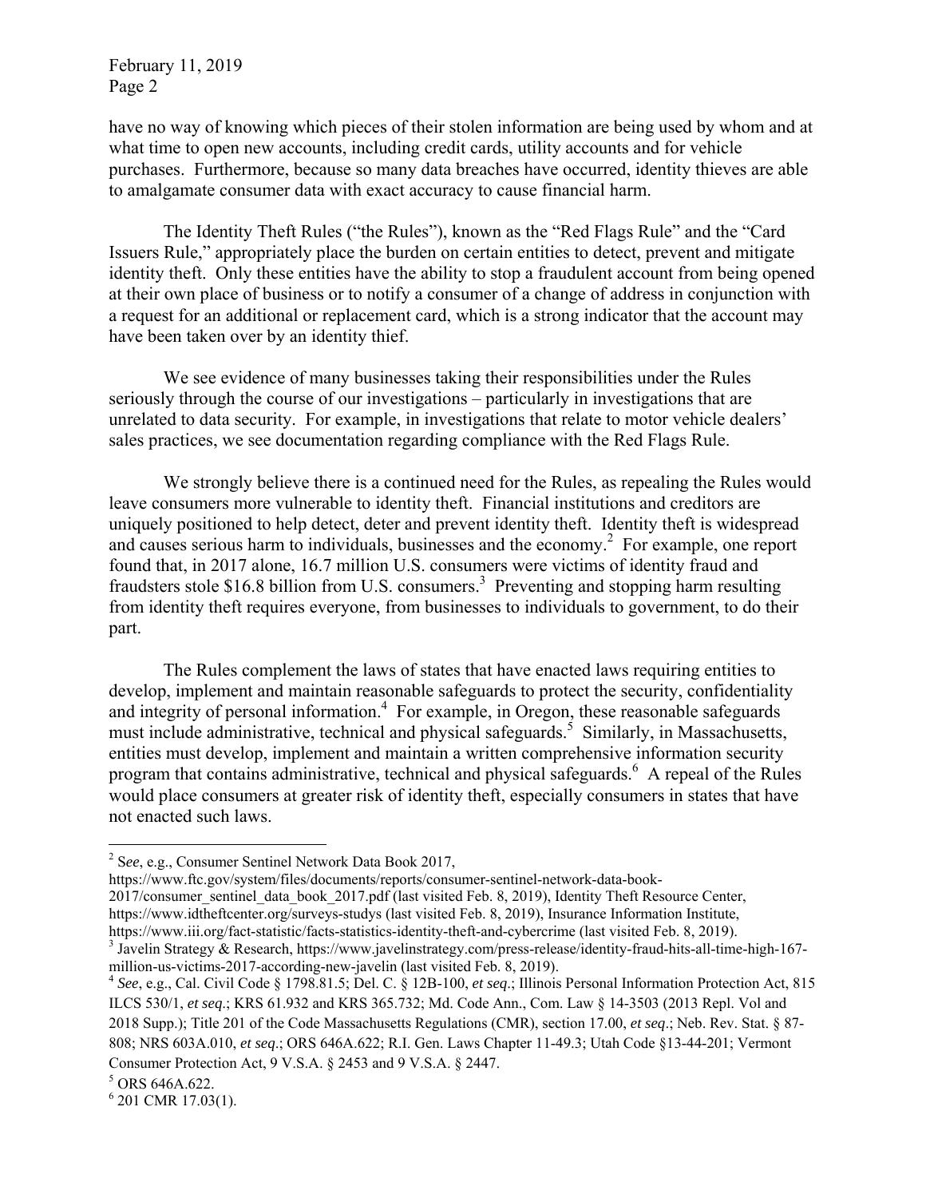have no way of knowing which pieces of their stolen information are being used by whom and at what time to open new accounts, including credit cards, utility accounts and for vehicle purchases. Furthermore, because so many data breaches have occurred, identity thieves are able to amalgamate consumer data with exact accuracy to cause financial harm.

The Identity Theft Rules ("the Rules"), known as the "Red Flags Rule" and the "Card Issuers Rule," appropriately place the burden on certain entities to detect, prevent and mitigate identity theft. Only these entities have the ability to stop a fraudulent account from being opened at their own place of business or to notify a consumer of a change of address in conjunction with a request for an additional or replacement card, which is a strong indicator that the account may have been taken over by an identity thief.

We see evidence of many businesses taking their responsibilities under the Rules seriously through the course of our investigations – particularly in investigations that are unrelated to data security. For example, in investigations that relate to motor vehicle dealers' sales practices, we see documentation regarding compliance with the Red Flags Rule.

We strongly believe there is a continued need for the Rules, as repealing the Rules would leave consumers more vulnerable to identity theft. Financial institutions and creditors are uniquely positioned to help detect, deter and prevent identity theft. Identity theft is widespread and causes serious harm to individuals, businesses and the economy.[2] For example, one report found that, in 2017 alone, 16.7 million U.S. consumers were victims of identity fraud and fraudsters stole $16.8 billion from U.S. consumers.[3] Preventing and stopping harm resulting from identity theft requires everyone, from businesses to individuals to government, to do their part.

The Rules complement the laws of states that have enacted laws requiring entities to develop, implement and maintain reasonable safeguards to protect the security, confidentiality and integrity of personal information.[4] For example, in Oregon, these reasonable safeguards must include administrative, technical and physical safeguards.[5] Similarly, in Massachusetts, entities must develop, implement and maintain a written comprehensive information security program that contains administrative, technical and physical safeguards.[6] A repeal of the Rules would place consumers at greater risk of identity theft, especially consumers in states that have not enacted such laws.

---

[2] *See*, e.g., Consumer Sentinel Network Data Book 2017, https://www.ftc.gov/system/files/documents/reports/consumer-sentinel-network-data-book-2017/consumer_sentinel_data_book_2017.pdf (last visited Feb. 8, 2019), Identity Theft Resource Center, https://www.idtheftcenter.org/surveys-studys (last visited Feb. 8, 2019), Insurance Information Institute, https://www.iii.org/fact-statistic/facts-statistics-identity-theft-and-cybercrime (last visited Feb. 8, 2019).

[3] Javelin Strategy & Research, https://www.javelinstrategy.com/press-release/identity-fraud-hits-all-time-high-167-million-us-victims-2017-according-new-javelin (last visited Feb. 8, 2019).

[4] *See*, e.g., Cal. Civil Code § 1798.81.5; Del. C. § 12B-100, *et seq*.; Illinois Personal Information Protection Act, 815 ILCS 530/1, *et seq*.; KRS 61.932 and KRS 365.732; Md. Code Ann., Com. Law § 14-3503 (2013 Repl. Vol and 2018 Supp.); Title 201 of the Code Massachusetts Regulations (CMR), section 17.00, *et seq*.; Neb. Rev. Stat. § 87-808; NRS 603A.010, *et seq*.; ORS 646A.622; R.I. Gen. Laws Chapter 11-49.3; Utah Code §13-44-201; Vermont Consumer Protection Act, 9 V.S.A. § 2453 and 9 V.S.A. § 2447.

[5] ORS 646A.622.

[6] 201 CMR 17.03(1).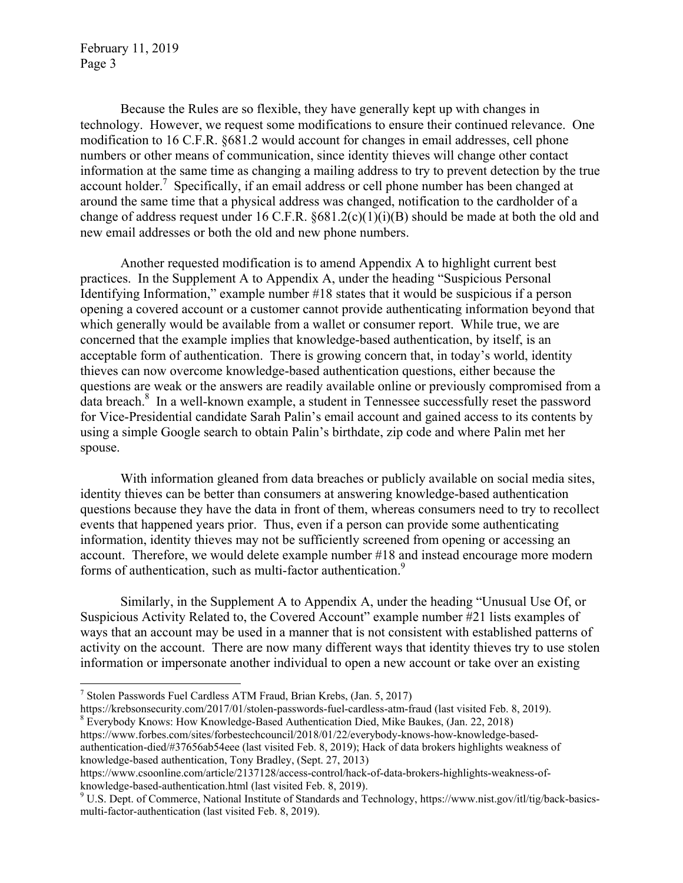Because the Rules are so flexible, they have generally kept up with changes in technology. However, we request some modifications to ensure their continued relevance. One modification to 16 C.F.R. §681.2 would account for changes in email addresses, cell phone numbers or other means of communication, since identity thieves will change other contact information at the same time as changing a mailing address to try to prevent detection by the true account holder.[7] Specifically, if an email address or cell phone number has been changed at around the same time that a physical address was changed, notification to the cardholder of a change of address request under 16 C.F.R. §681.2(c)(1)(i)(B) should be made at both the old and new email addresses or both the old and new phone numbers.

Another requested modification is to amend Appendix A to highlight current best practices. In the Supplement A to Appendix A, under the heading "Suspicious Personal Identifying Information," example number #18 states that it would be suspicious if a person opening a covered account or a customer cannot provide authenticating information beyond that which generally would be available from a wallet or consumer report. While true, we are concerned that the example implies that knowledge-based authentication, by itself, is an acceptable form of authentication. There is growing concern that, in today's world, identity thieves can now overcome knowledge-based authentication questions, either because the questions are weak or the answers are readily available online or previously compromised from a data breach.[8] In a well-known example, a student in Tennessee successfully reset the password for Vice-Presidential candidate Sarah Palin's email account and gained access to its contents by using a simple Google search to obtain Palin's birthdate, zip code and where Palin met her spouse.

With information gleaned from data breaches or publicly available on social media sites, identity thieves can be better than consumers at answering knowledge-based authentication questions because they have the data in front of them, whereas consumers need to try to recollect events that happened years prior. Thus, even if a person can provide some authenticating information, identity thieves may not be sufficiently screened from opening or accessing an account. Therefore, we would delete example number #18 and instead encourage more modern forms of authentication, such as multi-factor authentication.[9]

Similarly, in the Supplement A to Appendix A, under the heading "Unusual Use Of, or Suspicious Activity Related to, the Covered Account" example number #21 lists examples of ways that an account may be used in a manner that is not consistent with established patterns of activity on the account. There are now many different ways that identity thieves try to use stolen information or impersonate another individual to open a new account or take over an existing

---

[7] Stolen Passwords Fuel Cardless ATM Fraud, Brian Krebs, (Jan. 5, 2017) https://krebsonsecurity.com/2017/01/stolen-passwords-fuel-cardless-atm-fraud (last visited Feb. 8, 2019).

[8] Everybody Knows: How Knowledge-Based Authentication Died, Mike Baukes, (Jan. 22, 2018) https://www.forbes.com/sites/forbestechcouncil/2018/01/22/everybody-knows-how-knowledge-based-authentication-died/#37656ab54eee (last visited Feb. 8, 2019); Hack of data brokers highlights weakness of knowledge-based authentication, Tony Bradley, (Sept. 27, 2013) https://www.csoonline.com/article/2137128/access-control/hack-of-data-brokers-highlights-weakness-of-knowledge-based-authentication.html (last visited Feb. 8, 2019).

[9] U.S. Dept. of Commerce, National Institute of Standards and Technology, https://www.nist.gov/itl/tig/back-basics-multi-factor-authentication (last visited Feb. 8, 2019).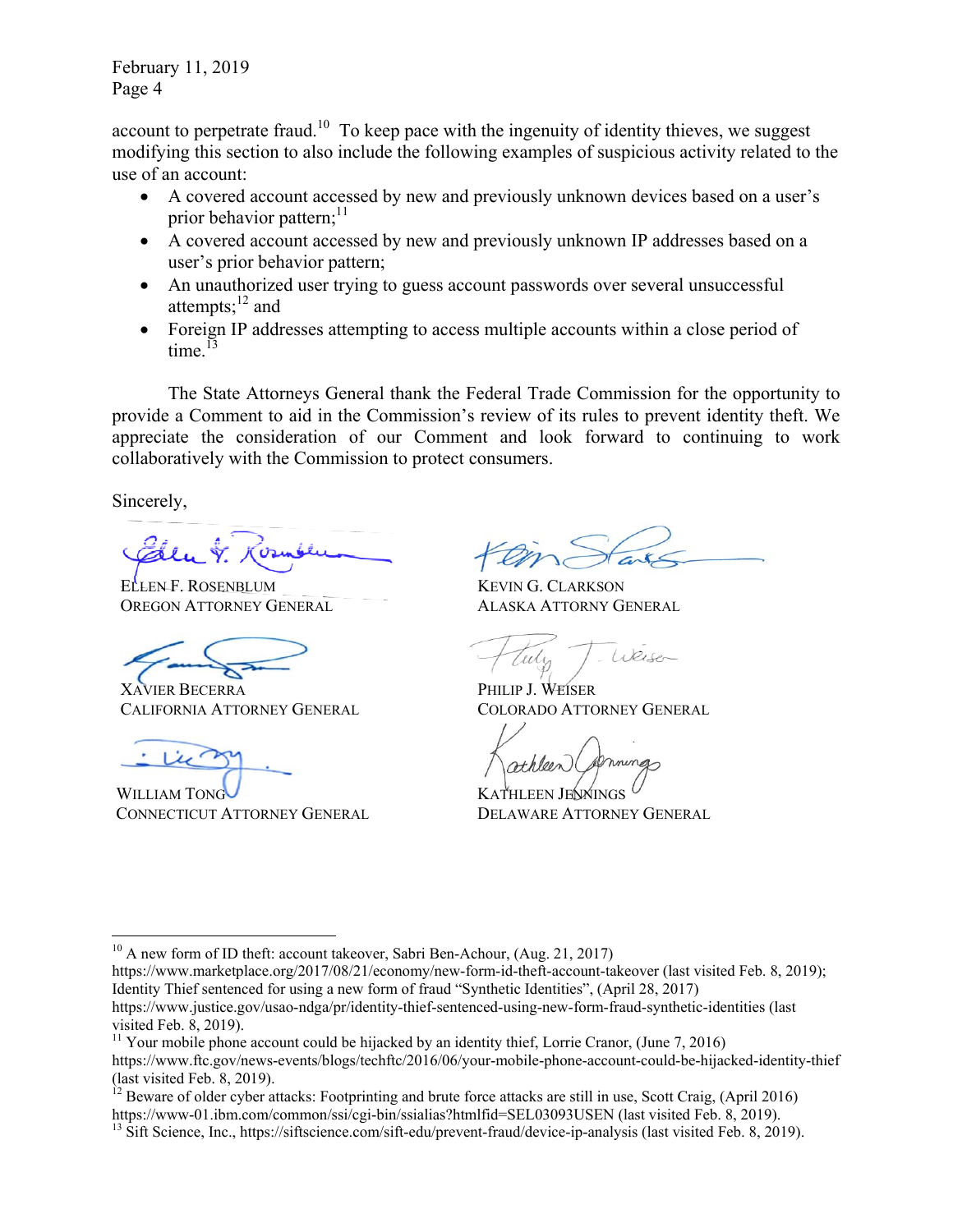account to perpetrate fraud.[10] To keep pace with the ingenuity of identity thieves, we suggest modifying this section to also include the following examples of suspicious activity related to the use of an account:

- A covered account accessed by new and previously unknown devices based on a user's prior behavior pattern;[11]
- A covered account accessed by new and previously unknown IP addresses based on a user's prior behavior pattern;
- An unauthorized user trying to guess account passwords over several unsuccessful attempts;[12] and
- Foreign IP addresses attempting to access multiple accounts within a close period of time.[13]

The State Attorneys General thank the Federal Trade Commission for the opportunity to provide a Comment to aid in the Commission's review of its rules to prevent identity theft. We appreciate the consideration of our Comment and look forward to continuing to work collaboratively with the Commission to protect consumers.

Sincerely,

ELLEN F. ROSENBLUM
OREGON ATTORNEY GENERAL

KEVIN G. CLARKSON
ALASKA ATTORNEY GENERAL

XAVIER BECERRA
CALIFORNIA ATTORNEY GENERAL

PHILIP J. WEISER
COLORADO ATTORNEY GENERAL

WILLIAM TONG
CONNECTICUT ATTORNEY GENERAL

KATHLEEN JENNINGS
DELAWARE ATTORNEY GENERAL

---

[10] A new form of ID theft: account takeover, Sabri Ben-Achour, (Aug. 21, 2017) https://www.marketplace.org/2017/08/21/economy/new-form-id-theft-account-takeover (last visited Feb. 8, 2019); Identity Thief sentenced for using a new form of fraud "Synthetic Identities", (April 28, 2017) https://www.justice.gov/usao-ndga/pr/identity-thief-sentenced-using-new-form-fraud-synthetic-identities (last visited Feb. 8, 2019).

[11] Your mobile phone account could be hijacked by an identity thief, Lorrie Cranor, (June 7, 2016) https://www.ftc.gov/news-events/blogs/techftc/2016/06/your-mobile-phone-account-could-be-hijacked-identity-thief (last visited Feb. 8, 2019).

[12] Beware of older cyber attacks: Footprinting and brute force attacks are still in use, Scott Craig, (April 2016) https://www-01.ibm.com/common/ssi/cgi-bin/ssialias?htmlfid=SEL03093USEN (last visited Feb. 8, 2019).

[13] Sift Science, Inc., https://siftscience.com/sift-edu/prevent-fraud/device-ip-analysis (last visited Feb. 8, 2019).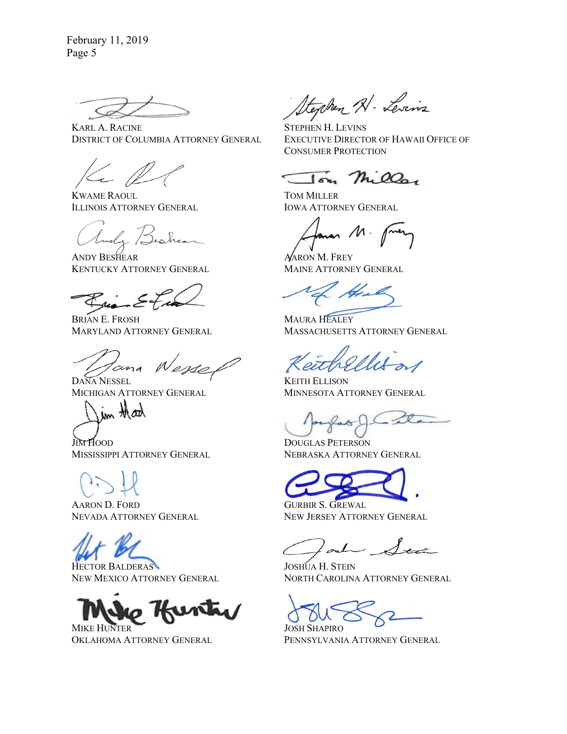February 11, 2019
Page 5

KARL A. RACINE
DISTRICT OF COLUMBIA ATTORNEY GENERAL

STEPHEN H. LEVINS
EXECUTIVE DIRECTOR OF HAWAII OFFICE OF CONSUMER PROTECTION

KWAME RAOUL
ILLINOIS ATTORNEY GENERAL

TOM MILLER
IOWA ATTORNEY GENERAL

ANDY BESHEAR
KENTUCKY ATTORNEY GENERAL

AARON M. FREY
MAINE ATTORNEY GENERAL

BRIAN E. FROSH
MARYLAND ATTORNEY GENERAL

MAURA HEALEY
MASSACHUSETTS ATTORNEY GENERAL

DANA NESSEL
MICHIGAN ATTORNEY GENERAL

KEITH ELLISON
MINNESOTA ATTORNEY GENERAL

JIM HOOD
MISSISSIPPI ATTORNEY GENERAL

DOUGLAS PETERSON
NEBRASKA ATTORNEY GENERAL

AARON D. FORD
NEVADA ATTORNEY GENERAL

GURBIR S. GREWAL
NEW JERSEY ATTORNEY GENERAL

HECTOR BALDERAS
NEW MEXICO ATTORNEY GENERAL

JOSHUA H. STEIN
NORTH CAROLINA ATTORNEY GENERAL

MIKE HUNTER
OKLAHOMA ATTORNEY GENERAL

JOSH SHAPIRO
PENNSYLVANIA ATTORNEY GENERAL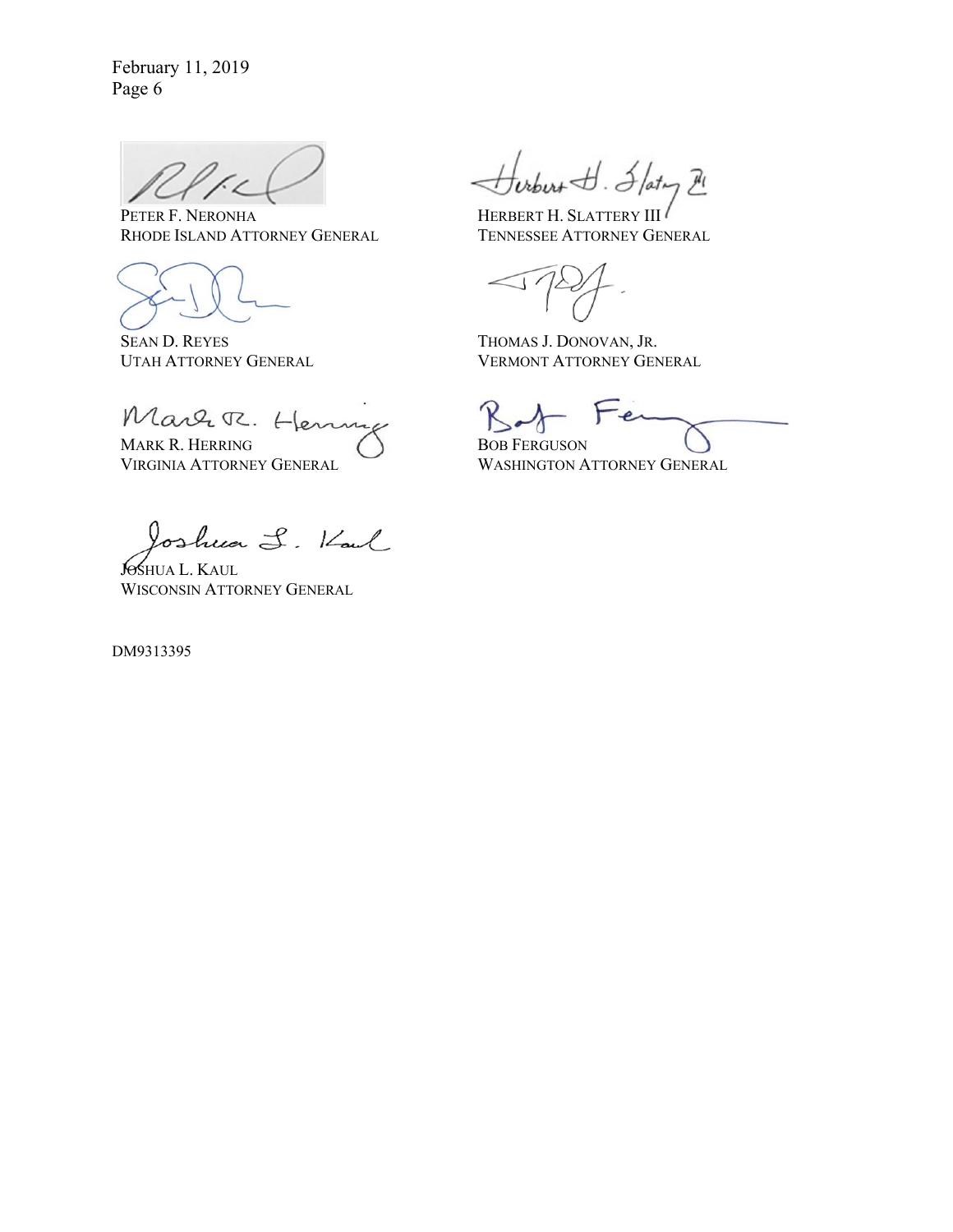PETER F. NERONHA
RHODE ISLAND ATTORNEY GENERAL

HERBERT H. SLATTERY III
TENNESSEE ATTORNEY GENERAL

SEAN D. REYES
UTAH ATTORNEY GENERAL

THOMAS J. DONOVAN, JR.
VERMONT ATTORNEY GENERAL

MARK R. HERRING
VIRGINIA ATTORNEY GENERAL

BOB FERGUSON
WASHINGTON ATTORNEY GENERAL

JOSHUA L. KAUL
WISCONSIN ATTORNEY GENERAL

DM9313395